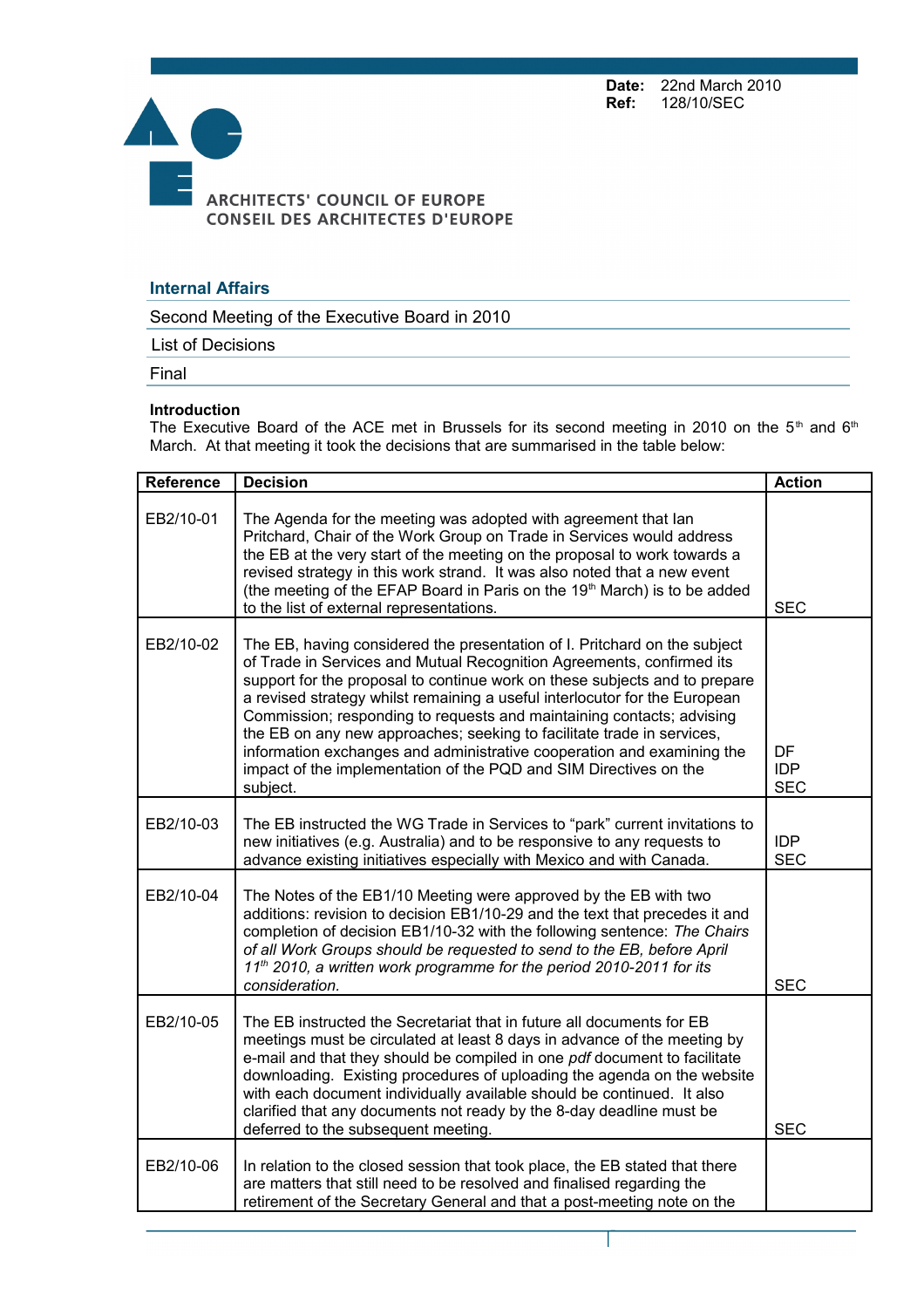**Date:** 22nd March 2010
**Ref:** 128/10/SEC

ARCHITECTS' COUNCIL OF EUROPE
CONSEIL DES ARCHITECTES D'EUROPE

## Internal Affairs

Second Meeting of the Executive Board in 2010

List of Decisions

Final

**Introduction**
The Executive Board of the ACE met in Brussels for its second meeting in 2010 on the 5th and 6th March. At that meeting it took the decisions that are summarised in the table below:

| Reference | Decision | Action |
|---|---|---|
| EB2/10-01 | The Agenda for the meeting was adopted with agreement that Ian Pritchard, Chair of the Work Group on Trade in Services would address the EB at the very start of the meeting on the proposal to work towards a revised strategy in this work strand. It was also noted that a new event (the meeting of the EFAP Board in Paris on the 19th March) is to be added to the list of external representations. | SEC |
| EB2/10-02 | The EB, having considered the presentation of I. Pritchard on the subject of Trade in Services and Mutual Recognition Agreements, confirmed its support for the proposal to continue work on these subjects and to prepare a revised strategy whilst remaining a useful interlocutor for the European Commission; responding to requests and maintaining contacts; advising the EB on any new approaches; seeking to facilitate trade in services, information exchanges and administrative cooperation and examining the impact of the implementation of the PQD and SIM Directives on the subject. | DF<br>IDP<br>SEC |
| EB2/10-03 | The EB instructed the WG Trade in Services to "park" current invitations to new initiatives (e.g. Australia) and to be responsive to any requests to advance existing initiatives especially with Mexico and with Canada. | IDP<br>SEC |
| EB2/10-04 | The Notes of the EB1/10 Meeting were approved by the EB with two additions: revision to decision EB1/10-29 and the text that precedes it and completion of decision EB1/10-32 with the following sentence: *The Chairs of all Work Groups should be requested to send to the EB, before April 11th 2010, a written work programme for the period 2010-2011 for its consideration.* | SEC |
| EB2/10-05 | The EB instructed the Secretariat that in future all documents for EB meetings must be circulated at least 8 days in advance of the meeting by e-mail and that they should be compiled in one *pdf* document to facilitate downloading. Existing procedures of uploading the agenda on the website with each document individually available should be continued. It also clarified that any documents not ready by the 8-day deadline must be deferred to the subsequent meeting. | SEC |
| EB2/10-06 | In relation to the closed session that took place, the EB stated that there are matters that still need to be resolved and finalised regarding the retirement of the Secretary General and that a post-meeting note on the | |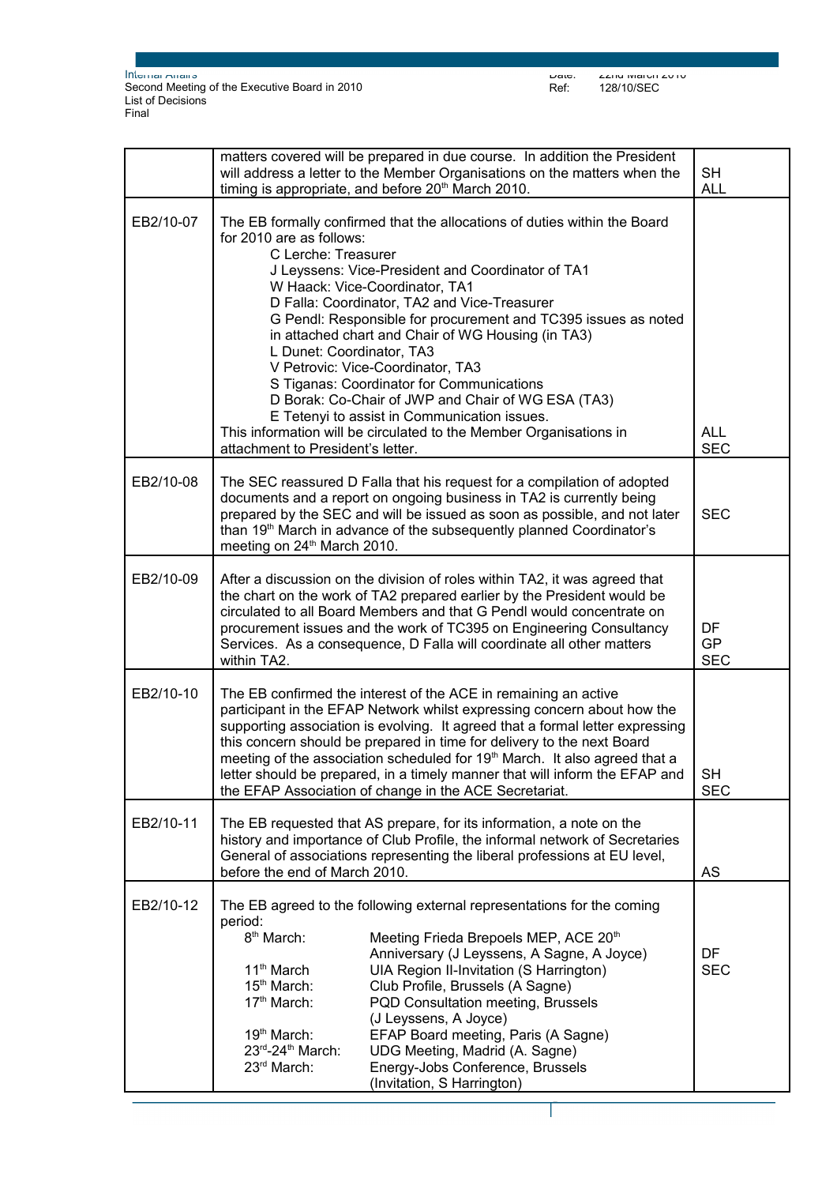| | | |
|---|---|---|
| | matters covered will be prepared in due course. In addition the President will address a letter to the Member Organisations on the matters when the timing is appropriate, and before 20th March 2010. | SH<br>ALL |
| EB2/10-07 | The EB formally confirmed that the allocations of duties within the Board for 2010 are as follows:<br>C Lerche: Treasurer<br>J Leyssens: Vice-President and Coordinator of TA1<br>W Haack: Vice-Coordinator, TA1<br>D Falla: Coordinator, TA2 and Vice-Treasurer<br>G Pendl: Responsible for procurement and TC395 issues as noted in attached chart and Chair of WG Housing (in TA3)<br>L Dunet: Coordinator, TA3<br>V Petrovic: Vice-Coordinator, TA3<br>S Tiganas: Coordinator for Communications<br>D Borak: Co-Chair of JWP and Chair of WG ESA (TA3)<br>E Tetenyi to assist in Communication issues.<br>This information will be circulated to the Member Organisations in attachment to President's letter. | ALL<br>SEC |
| EB2/10-08 | The SEC reassured D Falla that his request for a compilation of adopted documents and a report on ongoing business in TA2 is currently being prepared by the SEC and will be issued as soon as possible, and not later than 19th March in advance of the subsequently planned Coordinator's meeting on 24th March 2010. | SEC |
| EB2/10-09 | After a discussion on the division of roles within TA2, it was agreed that the chart on the work of TA2 prepared earlier by the President would be circulated to all Board Members and that G Pendl would concentrate on procurement issues and the work of TC395 on Engineering Consultancy Services. As a consequence, D Falla will coordinate all other matters within TA2. | DF<br>GP<br>SEC |
| EB2/10-10 | The EB confirmed the interest of the ACE in remaining an active participant in the EFAP Network whilst expressing concern about how the supporting association is evolving. It agreed that a formal letter expressing this concern should be prepared in time for delivery to the next Board meeting of the association scheduled for 19th March. It also agreed that a letter should be prepared, in a timely manner that will inform the EFAP and the EFAP Association of change in the ACE Secretariat. | SH<br>SEC |
| EB2/10-11 | The EB requested that AS prepare, for its information, a note on the history and importance of Club Profile, the informal network of Secretaries General of associations representing the liberal professions at EU level, before the end of March 2010. | AS |
| EB2/10-12 | The EB agreed to the following external representations for the coming period:<br>8th March: Meeting Frieda Brepoels MEP, ACE 20th Anniversary (J Leyssens, A Sagne, A Joyce)<br>11th March: UIA Region II-Invitation (S Harrington)<br>15th March: Club Profile, Brussels (A Sagne)<br>17th March: PQD Consultation meeting, Brussels (J Leyssens, A Joyce)<br>19th March: EFAP Board meeting, Paris (A Sagne)<br>23rd-24th March: UDG Meeting, Madrid (A. Sagne)<br>23rd March: Energy-Jobs Conference, Brussels (Invitation, S Harrington) | DF<br>SEC |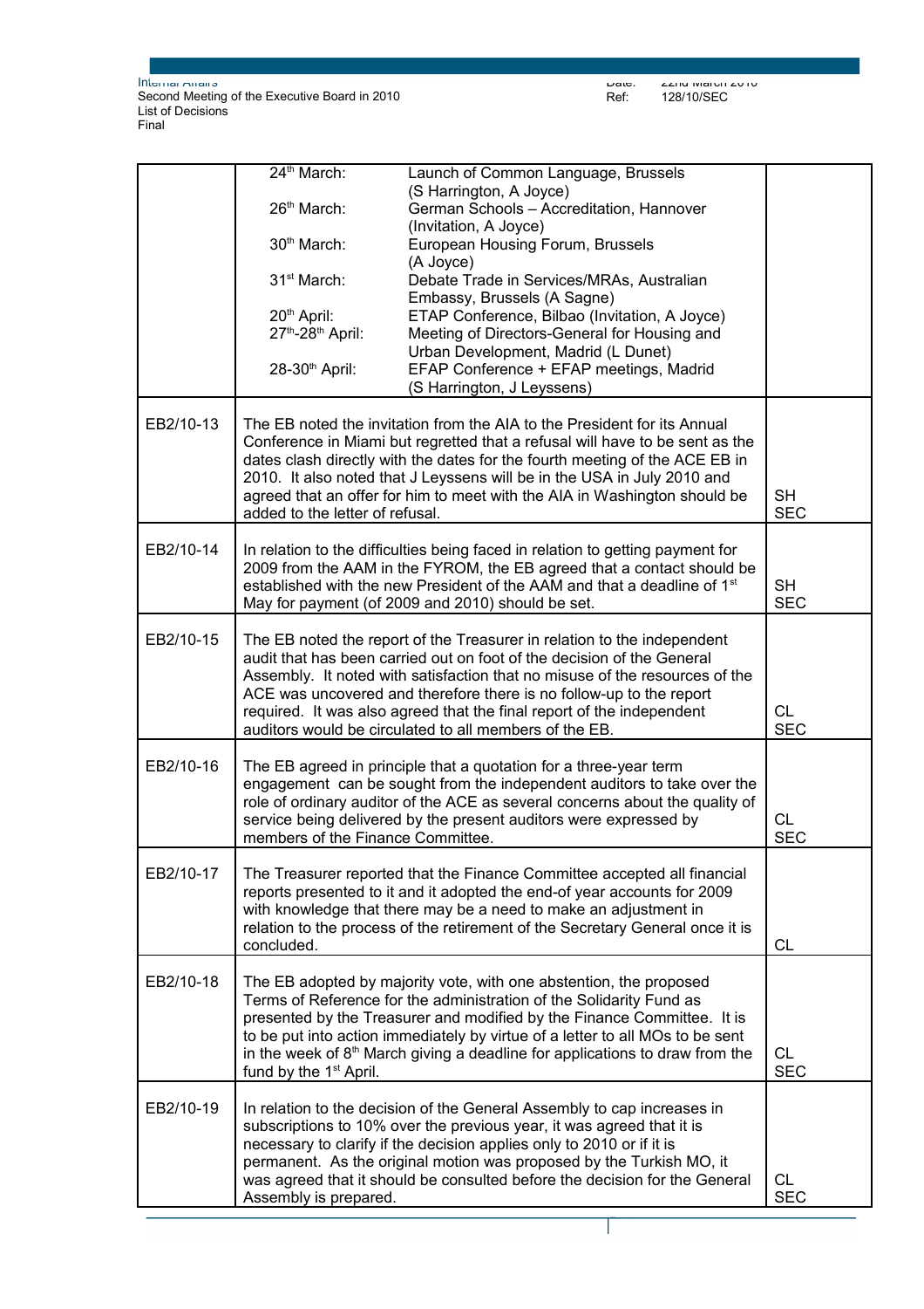| | | |
|---|---|---|
| | 24th March: Launch of Common Language, Brussels (S Harrington, A Joyce)<br>26th March: German Schools – Accreditation, Hannover (Invitation, A Joyce)<br>30th March: European Housing Forum, Brussels (A Joyce)<br>31st March: Debate Trade in Services/MRAs, Australian Embassy, Brussels (A Sagne)<br>20th April: ETAP Conference, Bilbao (Invitation, A Joyce)<br>27th-28th April: Meeting of Directors-General for Housing and Urban Development, Madrid (L Dunet)<br>28-30th April: EFAP Conference + EFAP meetings, Madrid (S Harrington, J Leyssens) | |
| EB2/10-13 | The EB noted the invitation from the AIA to the President for its Annual Conference in Miami but regretted that a refusal will have to be sent as the dates clash directly with the dates for the fourth meeting of the ACE EB in 2010. It also noted that J Leyssens will be in the USA in July 2010 and agreed that an offer for him to meet with the AIA in Washington should be added to the letter of refusal. | SH<br>SEC |
| EB2/10-14 | In relation to the difficulties being faced in relation to getting payment for 2009 from the AAM in the FYROM, the EB agreed that a contact should be established with the new President of the AAM and that a deadline of 1st May for payment (of 2009 and 2010) should be set. | SH<br>SEC |
| EB2/10-15 | The EB noted the report of the Treasurer in relation to the independent audit that has been carried out on foot of the decision of the General Assembly. It noted with satisfaction that no misuse of the resources of the ACE was uncovered and therefore there is no follow-up to the report required. It was also agreed that the final report of the independent auditors would be circulated to all members of the EB. | CL<br>SEC |
| EB2/10-16 | The EB agreed in principle that a quotation for a three-year term engagement can be sought from the independent auditors to take over the role of ordinary auditor of the ACE as several concerns about the quality of service being delivered by the present auditors were expressed by members of the Finance Committee. | CL<br>SEC |
| EB2/10-17 | The Treasurer reported that the Finance Committee accepted all financial reports presented to it and it adopted the end-of year accounts for 2009 with knowledge that there may be a need to make an adjustment in relation to the process of the retirement of the Secretary General once it is concluded. | CL |
| EB2/10-18 | The EB adopted by majority vote, with one abstention, the proposed Terms of Reference for the administration of the Solidarity Fund as presented by the Treasurer and modified by the Finance Committee. It is to be put into action immediately by virtue of a letter to all MOs to be sent in the week of 8th March giving a deadline for applications to draw from the fund by the 1st April. | CL<br>SEC |
| EB2/10-19 | In relation to the decision of the General Assembly to cap increases in subscriptions to 10% over the previous year, it was agreed that it is necessary to clarify if the decision applies only to 2010 or if it is permanent. As the original motion was proposed by the Turkish MO, it was agreed that it should be consulted before the decision for the General Assembly is prepared. | CL<br>SEC |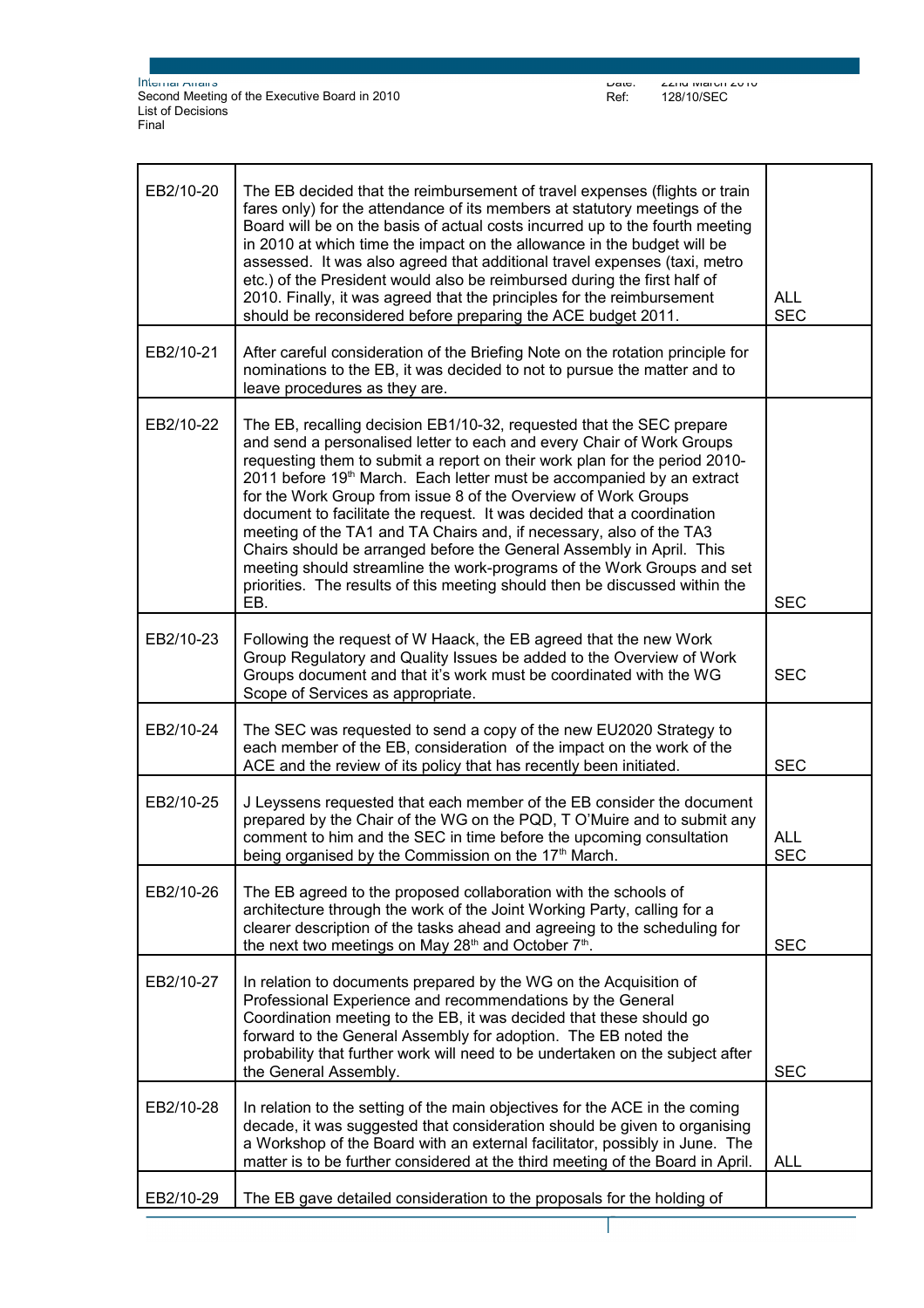| | | |
|---|---|---|
| EB2/10-20 | The EB decided that the reimbursement of travel expenses (flights or train fares only) for the attendance of its members at statutory meetings of the Board will be on the basis of actual costs incurred up to the fourth meeting in 2010 at which time the impact on the allowance in the budget will be assessed. It was also agreed that additional travel expenses (taxi, metro etc.) of the President would also be reimbursed during the first half of 2010. Finally, it was agreed that the principles for the reimbursement should be reconsidered before preparing the ACE budget 2011. | ALL SEC |
| EB2/10-21 | After careful consideration of the Briefing Note on the rotation principle for nominations to the EB, it was decided to not to pursue the matter and to leave procedures as they are. | |
| EB2/10-22 | The EB, recalling decision EB1/10-32, requested that the SEC prepare and send a personalised letter to each and every Chair of Work Groups requesting them to submit a report on their work plan for the period 2010-2011 before 19th March. Each letter must be accompanied by an extract for the Work Group from issue 8 of the Overview of Work Groups document to facilitate the request. It was decided that a coordination meeting of the TA1 and TA Chairs and, if necessary, also of the TA3 Chairs should be arranged before the General Assembly in April. This meeting should streamline the work-programs of the Work Groups and set priorities. The results of this meeting should then be discussed within the EB. | SEC |
| EB2/10-23 | Following the request of W Haack, the EB agreed that the new Work Group Regulatory and Quality Issues be added to the Overview of Work Groups document and that it's work must be coordinated with the WG Scope of Services as appropriate. | SEC |
| EB2/10-24 | The SEC was requested to send a copy of the new EU2020 Strategy to each member of the EB, consideration of the impact on the work of the ACE and the review of its policy that has recently been initiated. | SEC |
| EB2/10-25 | J Leyssens requested that each member of the EB consider the document prepared by the Chair of the WG on the PQD, T O'Muire and to submit any comment to him and the SEC in time before the upcoming consultation being organised by the Commission on the 17th March. | ALL SEC |
| EB2/10-26 | The EB agreed to the proposed collaboration with the schools of architecture through the work of the Joint Working Party, calling for a clearer description of the tasks ahead and agreeing to the scheduling for the next two meetings on May 28th and October 7th. | SEC |
| EB2/10-27 | In relation to documents prepared by the WG on the Acquisition of Professional Experience and recommendations by the General Coordination meeting to the EB, it was decided that these should go forward to the General Assembly for adoption. The EB noted the probability that further work will need to be undertaken on the subject after the General Assembly. | SEC |
| EB2/10-28 | In relation to the setting of the main objectives for the ACE in the coming decade, it was suggested that consideration should be given to organising a Workshop of the Board with an external facilitator, possibly in June. The matter is to be further considered at the third meeting of the Board in April. | ALL |
| EB2/10-29 | The EB gave detailed consideration to the proposals for the holding of | |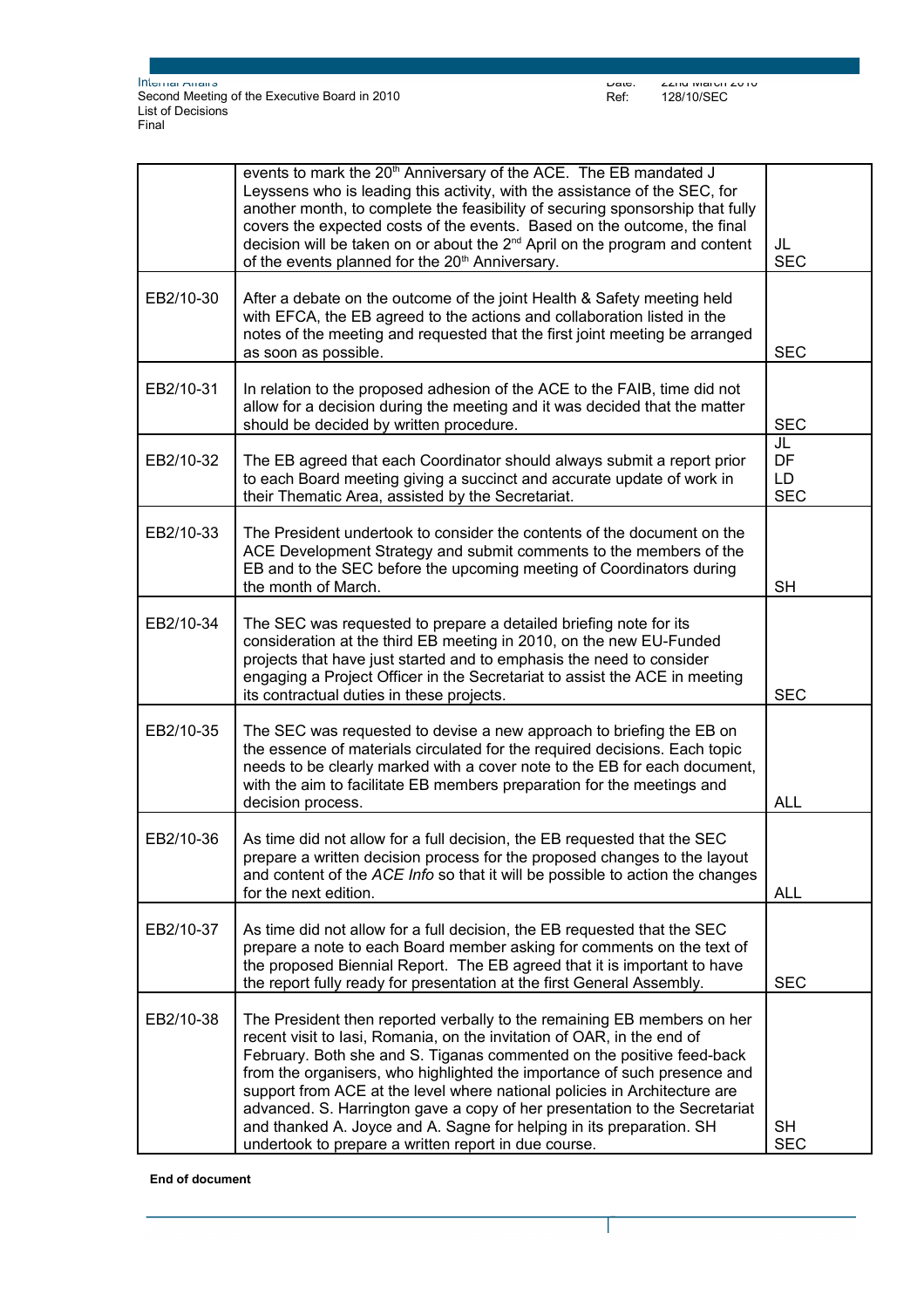| | | |
|---|---|---|
| | events to mark the 20th Anniversary of the ACE. The EB mandated J Leyssens who is leading this activity, with the assistance of the SEC, for another month, to complete the feasibility of securing sponsorship that fully covers the expected costs of the events. Based on the outcome, the final decision will be taken on or about the 2nd April on the program and content of the events planned for the 20th Anniversary. | JL SEC |
| EB2/10-30 | After a debate on the outcome of the joint Health & Safety meeting held with EFCA, the EB agreed to the actions and collaboration listed in the notes of the meeting and requested that the first joint meeting be arranged as soon as possible. | SEC |
| EB2/10-31 | In relation to the proposed adhesion of the ACE to the FAIB, time did not allow for a decision during the meeting and it was decided that the matter should be decided by written procedure. | SEC |
| EB2/10-32 | The EB agreed that each Coordinator should always submit a report prior to each Board meeting giving a succinct and accurate update of work in their Thematic Area, assisted by the Secretariat. | JL DF LD SEC |
| EB2/10-33 | The President undertook to consider the contents of the document on the ACE Development Strategy and submit comments to the members of the EB and to the SEC before the upcoming meeting of Coordinators during the month of March. | SH |
| EB2/10-34 | The SEC was requested to prepare a detailed briefing note for its consideration at the third EB meeting in 2010, on the new EU-Funded projects that have just started and to emphasis the need to consider engaging a Project Officer in the Secretariat to assist the ACE in meeting its contractual duties in these projects. | SEC |
| EB2/10-35 | The SEC was requested to devise a new approach to briefing the EB on the essence of materials circulated for the required decisions. Each topic needs to be clearly marked with a cover note to the EB for each document, with the aim to facilitate EB members preparation for the meetings and decision process. | ALL |
| EB2/10-36 | As time did not allow for a full decision, the EB requested that the SEC prepare a written decision process for the proposed changes to the layout and content of the *ACE Info* so that it will be possible to action the changes for the next edition. | ALL |
| EB2/10-37 | As time did not allow for a full decision, the EB requested that the SEC prepare a note to each Board member asking for comments on the text of the proposed Biennial Report. The EB agreed that it is important to have the report fully ready for presentation at the first General Assembly. | SEC |
| EB2/10-38 | The President then reported verbally to the remaining EB members on her recent visit to Iasi, Romania, on the invitation of OAR, in the end of February. Both she and S. Tiganas commented on the positive feed-back from the organisers, who highlighted the importance of such presence and support from ACE at the level where national policies in Architecture are advanced. S. Harrington gave a copy of her presentation to the Secretariat and thanked A. Joyce and A. Sagne for helping in its preparation. SH undertook to prepare a written report in due course. | SH SEC |

**End of document**